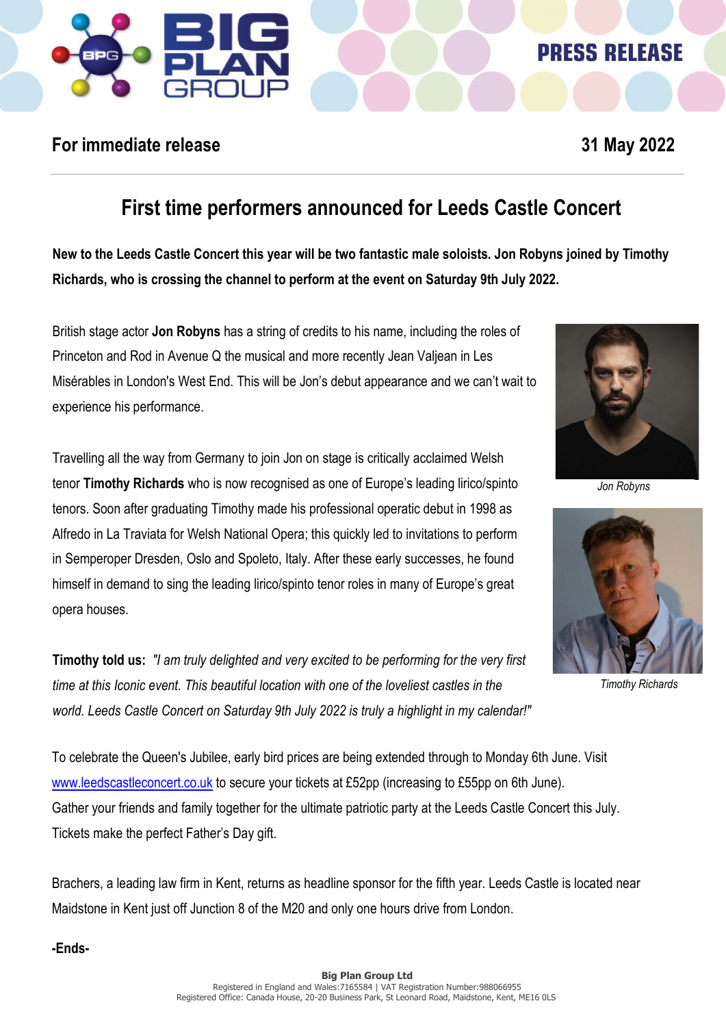PRESS RELEASE

**For immediate release** **31 May 2022**

# First time performers announced for Leeds Castle Concert

**New to the Leeds Castle Concert this year will be two fantastic male soloists. Jon Robyns joined by Timothy Richards, who is crossing the channel to perform at the event on Saturday 9th July 2022.**

British stage actor **Jon Robyns** has a string of credits to his name, including the roles of Princeton and Rod in Avenue Q the musical and more recently Jean Valjean in Les Misérables in London's West End. This will be Jon's debut appearance and we can't wait to experience his performance.

*Jon Robyns*

Travelling all the way from Germany to join Jon on stage is critically acclaimed Welsh tenor **Timothy Richards** who is now recognised as one of Europe's leading lirico/spinto tenors. Soon after graduating Timothy made his professional operatic debut in 1998 as Alfredo in La Traviata for Welsh National Opera; this quickly led to invitations to perform in Semperoper Dresden, Oslo and Spoleto, Italy. After these early successes, he found himself in demand to sing the leading lirico/spinto tenor roles in many of Europe's great opera houses.

*Timothy Richards*

**Timothy told us:** *"I am truly delighted and very excited to be performing for the very first time at this Iconic event. This beautiful location with one of the loveliest castles in the world. Leeds Castle Concert on Saturday 9th July 2022 is truly a highlight in my calendar!"*

To celebrate the Queen's Jubilee, early bird prices are being extended through to Monday 6th June. Visit www.leedscastleconcert.co.uk to secure your tickets at £52pp (increasing to £55pp on 6th June). Gather your friends and family together for the ultimate patriotic party at the Leeds Castle Concert this July. Tickets make the perfect Father's Day gift.

Brachers, a leading law firm in Kent, returns as headline sponsor for the fifth year. Leeds Castle is located near Maidstone in Kent just off Junction 8 of the M20 and only one hours drive from London.

**-Ends-**

**Big Plan Group Ltd**
Registered in England and Wales:7165584 | VAT Registration Number:988066955
Registered Office: Canada House, 20-20 Business Park, St Leonard Road, Maidstone, Kent, ME16 0LS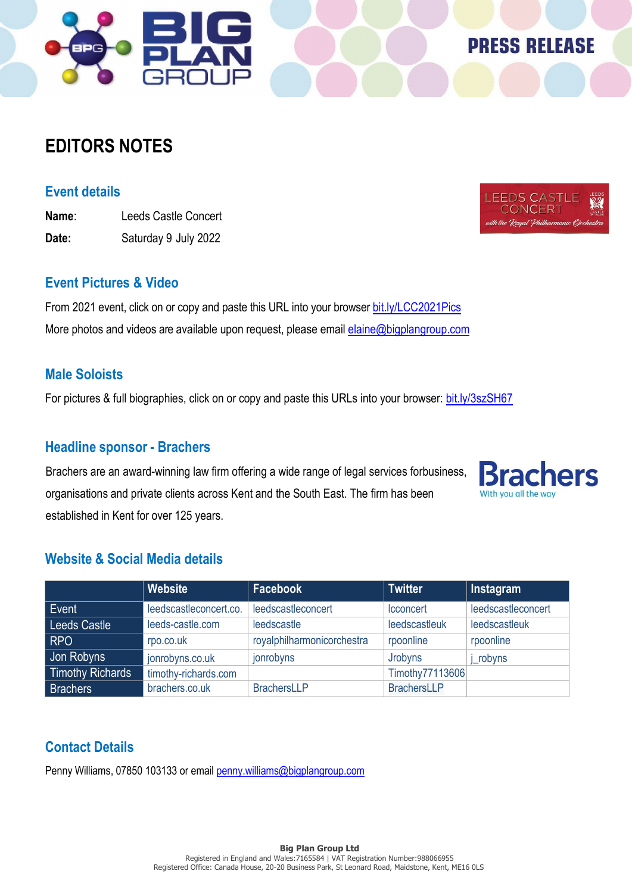# EDITORS NOTES

## Event details

**Name**: Leeds Castle Concert

**Date:** Saturday 9 July 2022

## Event Pictures & Video

From 2021 event, click on or copy and paste this URL into your browser bit.ly/LCC2021Pics

More photos and videos are available upon request, please email elaine@bigplangroup.com

## Male Soloists

For pictures & full biographies, click on or copy and paste this URLs into your browser: bit.ly/3szSH67

## Headline sponsor - Brachers

Brachers are an award-winning law firm offering a wide range of legal services forbusiness, organisations and private clients across Kent and the South East. The firm has been established in Kent for over 125 years.

## Website & Social Media details

| | Website | Facebook | Twitter | Instagram |
|---|---|---|---|---|
| Event | leedscastleconcert.co. | leedscastleconcert | lcconcert | leedscastleconcert |
| Leeds Castle | leeds-castle.com | leedscastle | leedscastleuk | leedscastleuk |
| RPO | rpo.co.uk | royalphilharmonicorchestra | rpoonline | rpoonline |
| Jon Robyns | jonrobyns.co.uk | jonrobyns | Jrobyns | j_robyns |
| Timothy Richards | timothy-richards.com | | Timothy77113606 | |
| Brachers | brachers.co.uk | BrachersLLP | BrachersLLP | |

## Contact Details

Penny Williams, 07850 103133 or email penny.williams@bigplangroup.com

**Big Plan Group Ltd**
Registered in England and Wales:7165584 | VAT Registration Number:988066955
Registered Office: Canada House, 20-20 Business Park, St Leonard Road, Maidstone, Kent, ME16 0LS